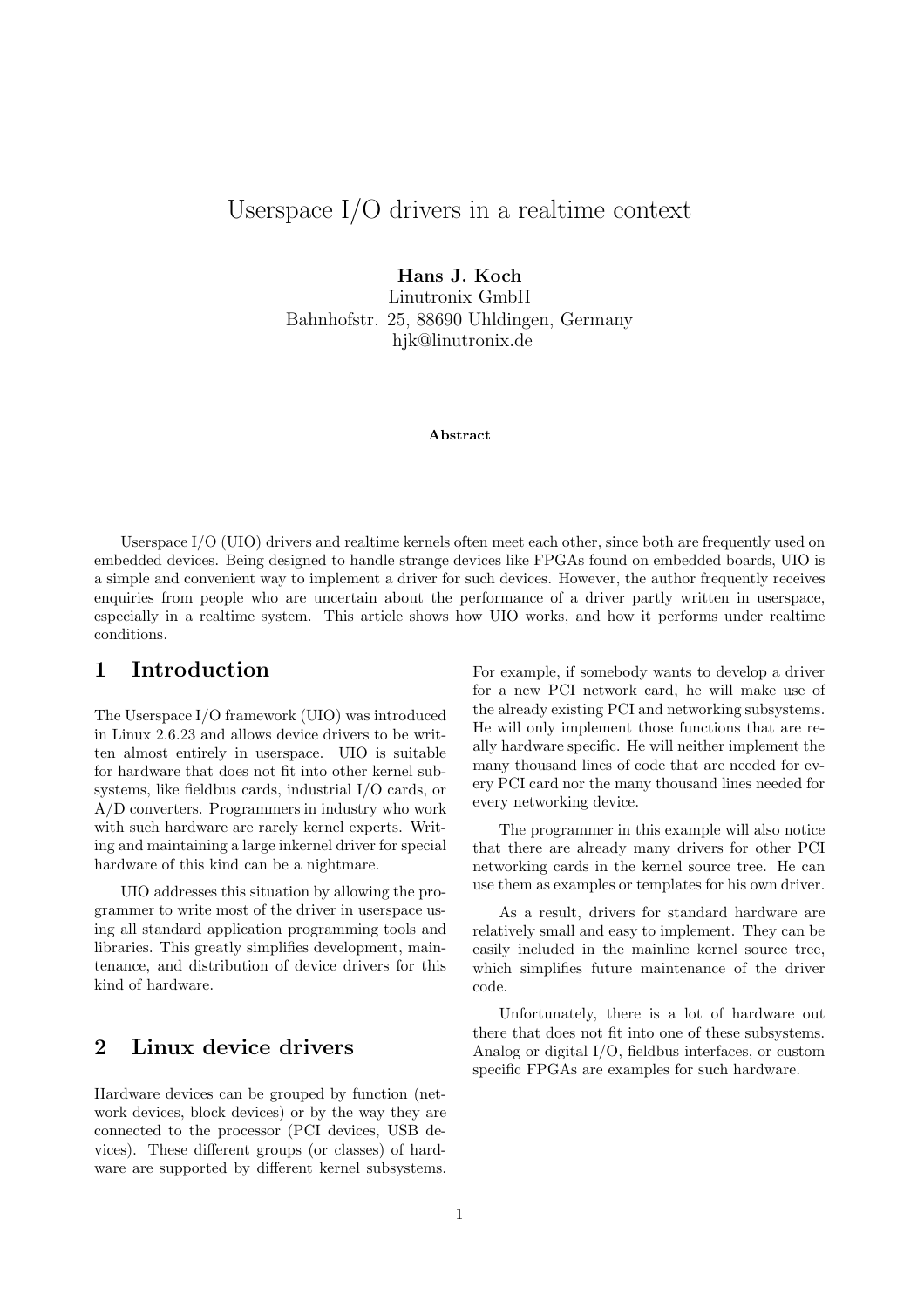# Userspace I/O drivers in a realtime context

**Hans J. Koch**
Linutronix GmbH
Bahnhofstr. 25, 88690 Uhldingen, Germany
hjk@linutronix.de

**Abstract**

Userspace I/O (UIO) drivers and realtime kernels often meet each other, since both are frequently used on embedded devices. Being designed to handle strange devices like FPGAs found on embedded boards, UIO is a simple and convenient way to implement a driver for such devices. However, the author frequently receives enquiries from people who are uncertain about the performance of a driver partly written in userspace, especially in a realtime system. This article shows how UIO works, and how it performs under realtime conditions.

## 1 Introduction

The Userspace I/O framework (UIO) was introduced in Linux 2.6.23 and allows device drivers to be written almost entirely in userspace. UIO is suitable for hardware that does not fit into other kernel subsystems, like fieldbus cards, industrial I/O cards, or A/D converters. Programmers in industry who work with such hardware are rarely kernel experts. Writing and maintaining a large inkernel driver for special hardware of this kind can be a nightmare.

UIO addresses this situation by allowing the programmer to write most of the driver in userspace using all standard application programming tools and libraries. This greatly simplifies development, maintenance, and distribution of device drivers for this kind of hardware.

## 2 Linux device drivers

Hardware devices can be grouped by function (network devices, block devices) or by the way they are connected to the processor (PCI devices, USB devices). These different groups (or classes) of hardware are supported by different kernel subsystems. For example, if somebody wants to develop a driver for a new PCI network card, he will make use of the already existing PCI and networking subsystems. He will only implement those functions that are really hardware specific. He will neither implement the many thousand lines of code that are needed for every PCI card nor the many thousand lines needed for every networking device.

The programmer in this example will also notice that there are already many drivers for other PCI networking cards in the kernel source tree. He can use them as examples or templates for his own driver.

As a result, drivers for standard hardware are relatively small and easy to implement. They can be easily included in the mainline kernel source tree, which simplifies future maintenance of the driver code.

Unfortunately, there is a lot of hardware out there that does not fit into one of these subsystems. Analog or digital I/O, fieldbus interfaces, or custom specific FPGAs are examples for such hardware.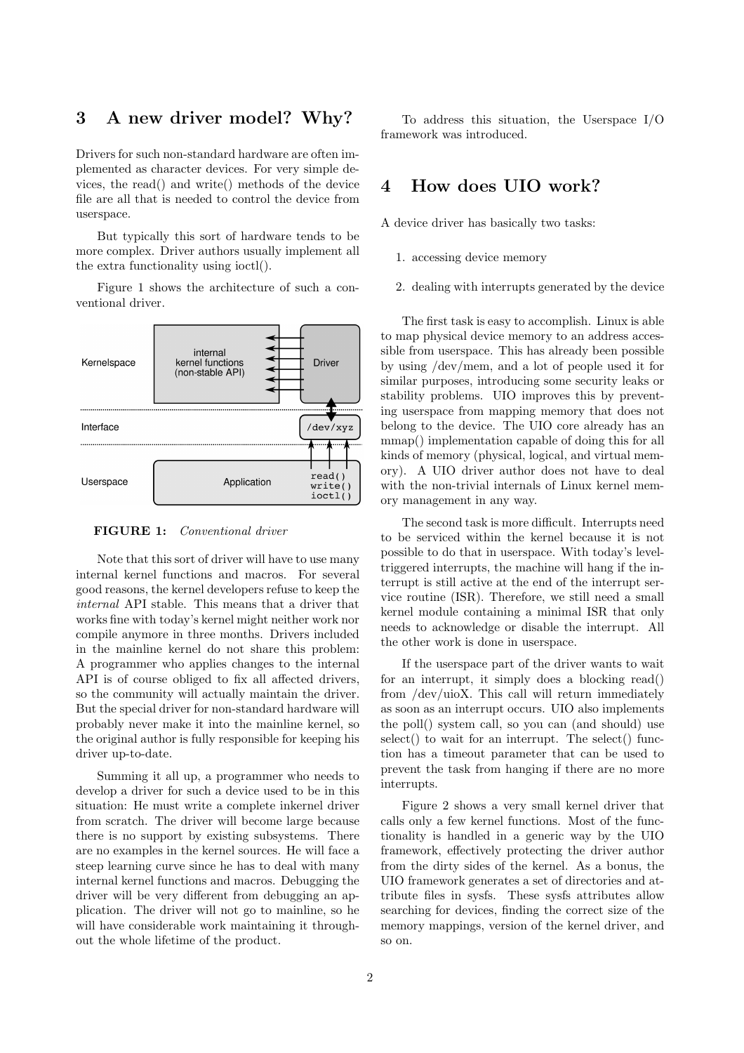## 3 A new driver model? Why?

Drivers for such non-standard hardware are often implemented as character devices. For very simple devices, the read() and write() methods of the device file are all that is needed to control the device from userspace.

But typically this sort of hardware tends to be more complex. Driver authors usually implement all the extra functionality using ioctl().

Figure 1 shows the architecture of such a conventional driver.

**FIGURE 1:** *Conventional driver*

Note that this sort of driver will have to use many internal kernel functions and macros. For several good reasons, the kernel developers refuse to keep the *internal* API stable. This means that a driver that works fine with today's kernel might neither work nor compile anymore in three months. Drivers included in the mainline kernel do not share this problem: A programmer who applies changes to the internal API is of course obliged to fix all affected drivers, so the community will actually maintain the driver. But the special driver for non-standard hardware will probably never make it into the mainline kernel, so the original author is fully responsible for keeping his driver up-to-date.

Summing it all up, a programmer who needs to develop a driver for such a device used to be in this situation: He must write a complete inkernel driver from scratch. The driver will become large because there is no support by existing subsystems. There are no examples in the kernel sources. He will face a steep learning curve since he has to deal with many internal kernel functions and macros. Debugging the driver will be very different from debugging an application. The driver will not go to mainline, so he will have considerable work maintaining it throughout the whole lifetime of the product.

To address this situation, the Userspace I/O framework was introduced.

## 4 How does UIO work?

A device driver has basically two tasks:

1. accessing device memory
2. dealing with interrupts generated by the device

The first task is easy to accomplish. Linux is able to map physical device memory to an address accessible from userspace. This has already been possible by using /dev/mem, and a lot of people used it for similar purposes, introducing some security leaks or stability problems. UIO improves this by preventing userspace from mapping memory that does not belong to the device. The UIO core already has an mmap() implementation capable of doing this for all kinds of memory (physical, logical, and virtual memory). A UIO driver author does not have to deal with the non-trivial internals of Linux kernel memory management in any way.

The second task is more difficult. Interrupts need to be serviced within the kernel because it is not possible to do that in userspace. With today's level-triggered interrupts, the machine will hang if the interrupt is still active at the end of the interrupt service routine (ISR). Therefore, we still need a small kernel module containing a minimal ISR that only needs to acknowledge or disable the interrupt. All the other work is done in userspace.

If the userspace part of the driver wants to wait for an interrupt, it simply does a blocking read() from /dev/uioX. This call will return immediately as soon as an interrupt occurs. UIO also implements the poll() system call, so you can (and should) use select() to wait for an interrupt. The select() function has a timeout parameter that can be used to prevent the task from hanging if there are no more interrupts.

Figure 2 shows a very small kernel driver that calls only a few kernel functions. Most of the functionality is handled in a generic way by the UIO framework, effectively protecting the driver author from the dirty sides of the kernel. As a bonus, the UIO framework generates a set of directories and attribute files in sysfs. These sysfs attributes allow searching for devices, finding the correct size of the memory mappings, version of the kernel driver, and so on.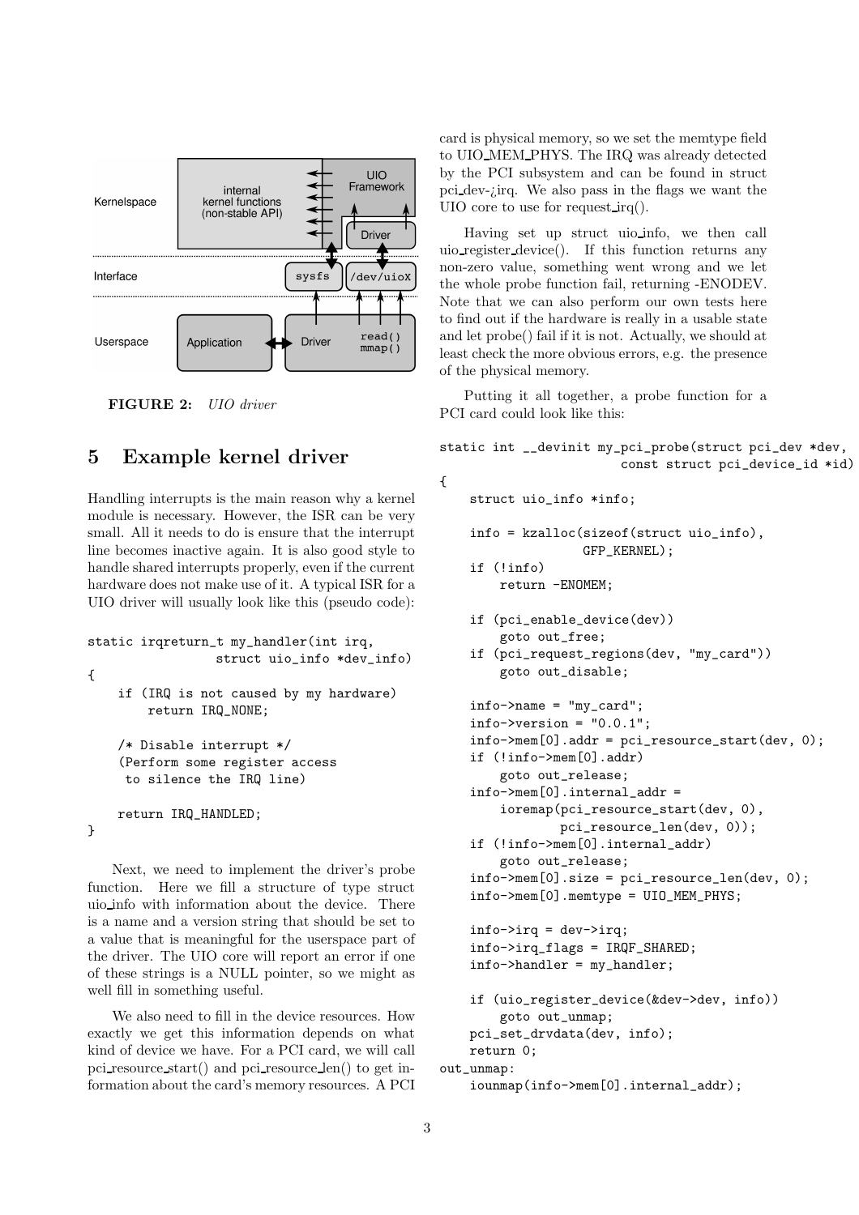FIGURE 2: *UIO driver*

## 5 Example kernel driver

Handling interrupts is the main reason why a kernel module is necessary. However, the ISR can be very small. All it needs to do is ensure that the interrupt line becomes inactive again. It is also good style to handle shared interrupts properly, even if the current hardware does not make use of it. A typical ISR for a UIO driver will usually look like this (pseudo code):

```
static irqreturn_t my_handler(int irq,
                 struct uio_info *dev_info)
{
    if (IRQ is not caused by my hardware)
        return IRQ_NONE;

    /* Disable interrupt */
    (Perform some register access
     to silence the IRQ line)

    return IRQ_HANDLED;
}
```

Next, we need to implement the driver's probe function. Here we fill a structure of type struct uio_info with information about the device. There is a name and a version string that should be set to a value that is meaningful for the userspace part of the driver. The UIO core will report an error if one of these strings is a NULL pointer, so we might as well fill in something useful.

We also need to fill in the device resources. How exactly we get this information depends on what kind of device we have. For a PCI card, we will call pci_resource_start() and pci_resource_len() to get information about the card's memory resources. A PCI card is physical memory, so we set the memtype field to UIO_MEM_PHYS. The IRQ was already detected by the PCI subsystem and can be found in struct pci_dev->irq. We also pass in the flags we want the UIO core to use for request_irq().

Having set up struct uio_info, we then call uio_register_device(). If this function returns any non-zero value, something went wrong and we let the whole probe function fail, returning -ENODEV. Note that we can also perform our own tests here to find out if the hardware is really in a usable state and let probe() fail if it is not. Actually, we should at least check the more obvious errors, e.g. the presence of the physical memory.

Putting it all together, a probe function for a PCI card could look like this:

```
static int __devinit my_pci_probe(struct pci_dev *dev,
                        const struct pci_device_id *id)
{
    struct uio_info *info;

    info = kzalloc(sizeof(struct uio_info),
                   GFP_KERNEL);
    if (!info)
        return -ENOMEM;

    if (pci_enable_device(dev))
        goto out_free;
    if (pci_request_regions(dev, "my_card"))
        goto out_disable;

    info->name = "my_card";
    info->version = "0.0.1";
    info->mem[0].addr = pci_resource_start(dev, 0);
    if (!info->mem[0].addr)
        goto out_release;
    info->mem[0].internal_addr =
        ioremap(pci_resource_start(dev, 0),
                pci_resource_len(dev, 0));
    if (!info->mem[0].internal_addr)
        goto out_release;
    info->mem[0].size = pci_resource_len(dev, 0);
    info->mem[0].memtype = UIO_MEM_PHYS;

    info->irq = dev->irq;
    info->irq_flags = IRQF_SHARED;
    info->handler = my_handler;

    if (uio_register_device(&dev->dev, info))
        goto out_unmap;
    pci_set_drvdata(dev, info);
    return 0;
out_unmap:
    iounmap(info->mem[0].internal_addr);
```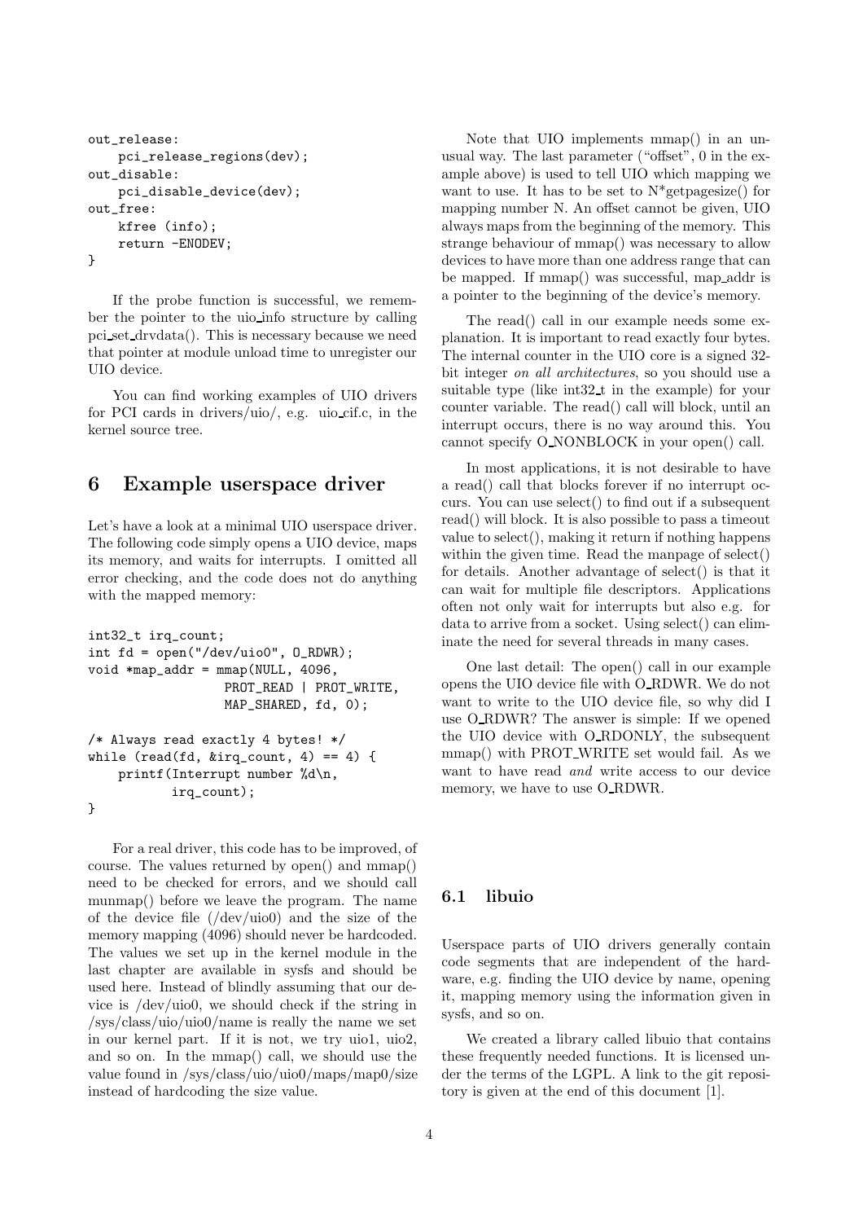```
out_release:
    pci_release_regions(dev);
out_disable:
    pci_disable_device(dev);
out_free:
    kfree (info);
    return -ENODEV;
}
```

If the probe function is successful, we remember the pointer to the uio_info structure by calling pci_set_drvdata(). This is necessary because we need that pointer at module unload time to unregister our UIO device.

You can find working examples of UIO drivers for PCI cards in drivers/uio/, e.g. uio_cif.c, in the kernel source tree.

# 6 Example userspace driver

Let's have a look at a minimal UIO userspace driver. The following code simply opens a UIO device, maps its memory, and waits for interrupts. I omitted all error checking, and the code does not do anything with the mapped memory:

```
int32_t irq_count;
int fd = open("/dev/uio0", O_RDWR);
void *map_addr = mmap(NULL, 4096,
                 PROT_READ | PROT_WRITE,
                 MAP_SHARED, fd, 0);

/* Always read exactly 4 bytes! */
while (read(fd, &irq_count, 4) == 4) {
    printf(Interrupt number %d\n,
           irq_count);
}
```

For a real driver, this code has to be improved, of course. The values returned by open() and mmap() need to be checked for errors, and we should call munmap() before we leave the program. The name of the device file (/dev/uio0) and the size of the memory mapping (4096) should never be hardcoded. The values we set up in the kernel module in the last chapter are available in sysfs and should be used here. Instead of blindly assuming that our device is /dev/uio0, we should check if the string in /sys/class/uio/uio0/name is really the name we set in our kernel part. If it is not, we try uio1, uio2, and so on. In the mmap() call, we should use the value found in /sys/class/uio/uio0/maps/map0/size instead of hardcoding the size value.

Note that UIO implements mmap() in an unusual way. The last parameter ("offset", 0 in the example above) is used to tell UIO which mapping we want to use. It has to be set to N*getpagesize() for mapping number N. An offset cannot be given, UIO always maps from the beginning of the memory. This strange behaviour of mmap() was necessary to allow devices to have more than one address range that can be mapped. If mmap() was successful, map_addr is a pointer to the beginning of the device's memory.

The read() call in our example needs some explanation. It is important to read exactly four bytes. The internal counter in the UIO core is a signed 32-bit integer *on all architectures*, so you should use a suitable type (like int32_t in the example) for your counter variable. The read() call will block, until an interrupt occurs, there is no way around this. You cannot specify O_NONBLOCK in your open() call.

In most applications, it is not desirable to have a read() call that blocks forever if no interrupt occurs. You can use select() to find out if a subsequent read() will block. It is also possible to pass a timeout value to select(), making it return if nothing happens within the given time. Read the manpage of select() for details. Another advantage of select() is that it can wait for multiple file descriptors. Applications often not only wait for interrupts but also e.g. for data to arrive from a socket. Using select() can eliminate the need for several threads in many cases.

One last detail: The open() call in our example opens the UIO device file with O_RDWR. We do not want to write to the UIO device file, so why did I use O_RDWR? The answer is simple: If we opened the UIO device with O_RDONLY, the subsequent mmap() with PROT_WRITE set would fail. As we want to have read *and* write access to our device memory, we have to use O_RDWR.

## 6.1 libuio

Userspace parts of UIO drivers generally contain code segments that are independent of the hardware, e.g. finding the UIO device by name, opening it, mapping memory using the information given in sysfs, and so on.

We created a library called libuio that contains these frequently needed functions. It is licensed under the terms of the LGPL. A link to the git repository is given at the end of this document [1].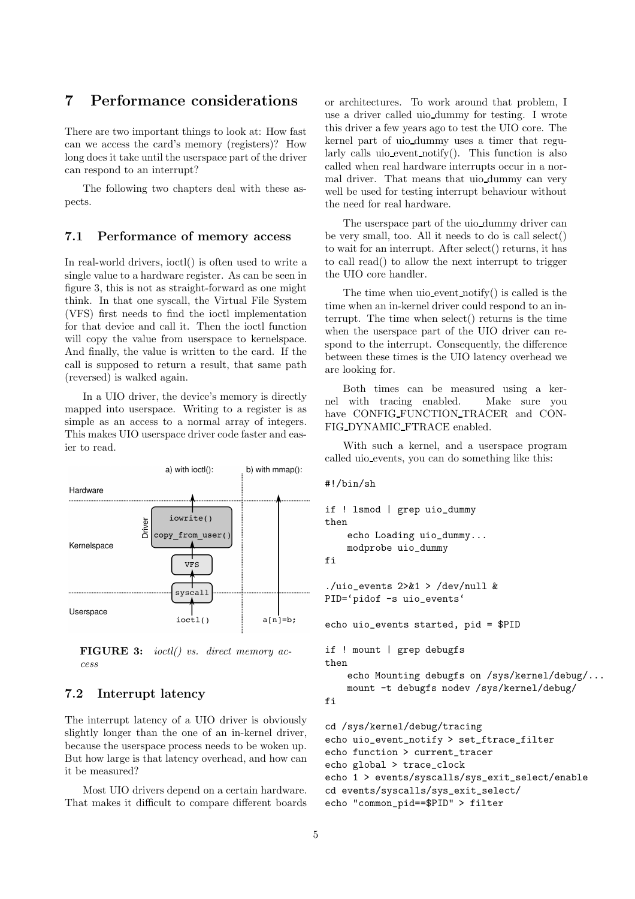# 7 Performance considerations

There are two important things to look at: How fast can we access the card's memory (registers)? How long does it take until the userspace part of the driver can respond to an interrupt?

The following two chapters deal with these aspects.

## 7.1 Performance of memory access

In real-world drivers, ioctl() is often used to write a single value to a hardware register. As can be seen in figure 3, this is not as straight-forward as one might think. In that one syscall, the Virtual File System (VFS) first needs to find the ioctl implementation for that device and call it. Then the ioctl function will copy the value from userspace to kernelspace. And finally, the value is written to the card. If the call is supposed to return a result, that same path (reversed) is walked again.

In a UIO driver, the device's memory is directly mapped into userspace. Writing to a register is as simple as an access to a normal array of integers. This makes UIO userspace driver code faster and easier to read.

**FIGURE 3:** *ioctl() vs. direct memory access*

## 7.2 Interrupt latency

The interrupt latency of a UIO driver is obviously slightly longer than the one of an in-kernel driver, because the userspace process needs to be woken up. But how large is that latency overhead, and how can it be measured?

Most UIO drivers depend on a certain hardware. That makes it difficult to compare different boards or architectures. To work around that problem, I use a driver called uio_dummy for testing. I wrote this driver a few years ago to test the UIO core. The kernel part of uio_dummy uses a timer that regularly calls uio_event_notify(). This function is also called when real hardware interrupts occur in a normal driver. That means that uio_dummy can very well be used for testing interrupt behaviour without the need for real hardware.

The userspace part of the uio_dummy driver can be very small, too. All it needs to do is call select() to wait for an interrupt. After select() returns, it has to call read() to allow the next interrupt to trigger the UIO core handler.

The time when uio_event_notify() is called is the time when an in-kernel driver could respond to an interrupt. The time when select() returns is the time when the userspace part of the UIO driver can respond to the interrupt. Consequently, the difference between these times is the UIO latency overhead we are looking for.

Both times can be measured using a kernel with tracing enabled. Make sure you have CONFIG_FUNCTION_TRACER and CONFIG_DYNAMIC_FTRACE enabled.

With such a kernel, and a userspace program called uio_events, you can do something like this:

```
#!/bin/sh

if ! lsmod | grep uio_dummy
then
    echo Loading uio_dummy...
    modprobe uio_dummy
fi

./uio_events 2>&1 > /dev/null &
PID=`pidof -s uio_events`

echo uio_events started, pid = $PID

if ! mount | grep debugfs
then
    echo Mounting debugfs on /sys/kernel/debug/...
    mount -t debugfs nodev /sys/kernel/debug/
fi

cd /sys/kernel/debug/tracing
echo uio_event_notify > set_ftrace_filter
echo function > current_tracer
echo global > trace_clock
echo 1 > events/syscalls/sys_exit_select/enable
cd events/syscalls/sys_exit_select/
echo "common_pid==$PID" > filter
```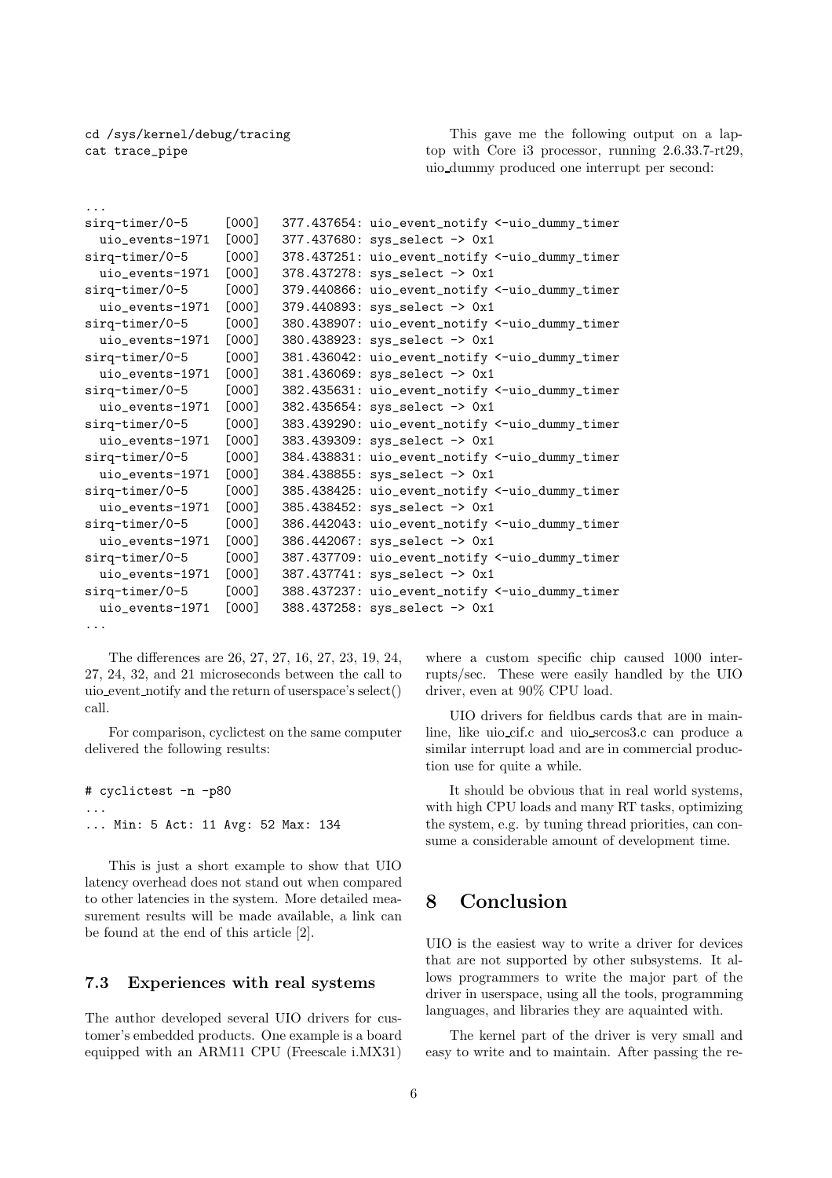```
cd /sys/kernel/debug/tracing
cat trace_pipe
```

This gave me the following output on a laptop with Core i3 processor, running 2.6.33.7-rt29, uio_dummy produced one interrupt per second:

```
...
sirq-timer/0-5     [000]   377.437654: uio_event_notify <-uio_dummy_timer
  uio_events-1971  [000]   377.437680: sys_select -> 0x1
sirq-timer/0-5     [000]   378.437251: uio_event_notify <-uio_dummy_timer
  uio_events-1971  [000]   378.437278: sys_select -> 0x1
sirq-timer/0-5     [000]   379.440866: uio_event_notify <-uio_dummy_timer
  uio_events-1971  [000]   379.440893: sys_select -> 0x1
sirq-timer/0-5     [000]   380.438907: uio_event_notify <-uio_dummy_timer
  uio_events-1971  [000]   380.438923: sys_select -> 0x1
sirq-timer/0-5     [000]   381.436042: uio_event_notify <-uio_dummy_timer
  uio_events-1971  [000]   381.436069: sys_select -> 0x1
sirq-timer/0-5     [000]   382.435631: uio_event_notify <-uio_dummy_timer
  uio_events-1971  [000]   382.435654: sys_select -> 0x1
sirq-timer/0-5     [000]   383.439290: uio_event_notify <-uio_dummy_timer
  uio_events-1971  [000]   383.439309: sys_select -> 0x1
sirq-timer/0-5     [000]   384.438831: uio_event_notify <-uio_dummy_timer
  uio_events-1971  [000]   384.438855: sys_select -> 0x1
sirq-timer/0-5     [000]   385.438425: uio_event_notify <-uio_dummy_timer
  uio_events-1971  [000]   385.438452: sys_select -> 0x1
sirq-timer/0-5     [000]   386.442043: uio_event_notify <-uio_dummy_timer
  uio_events-1971  [000]   386.442067: sys_select -> 0x1
sirq-timer/0-5     [000]   387.437709: uio_event_notify <-uio_dummy_timer
  uio_events-1971  [000]   387.437741: sys_select -> 0x1
sirq-timer/0-5     [000]   388.437237: uio_event_notify <-uio_dummy_timer
  uio_events-1971  [000]   388.437258: sys_select -> 0x1
...
```

The differences are 26, 27, 27, 16, 27, 23, 19, 24, 27, 24, 32, and 21 microseconds between the call to uio_event_notify and the return of userspace's select() call.

For comparison, cyclictest on the same computer delivered the following results:

```
# cyclictest -n -p80
...
... Min: 5 Act: 11 Avg: 52 Max: 134
```

This is just a short example to show that UIO latency overhead does not stand out when compared to other latencies in the system. More detailed measurement results will be made available, a link can be found at the end of this article [2].

### 7.3 Experiences with real systems

The author developed several UIO drivers for customer's embedded products. One example is a board equipped with an ARM11 CPU (Freescale i.MX31) where a custom specific chip caused 1000 interrupts/sec. These were easily handled by the UIO driver, even at 90% CPU load.

UIO drivers for fieldbus cards that are in mainline, like uio_cif.c and uio_sercos3.c can produce a similar interrupt load and are in commercial production use for quite a while.

It should be obvious that in real world systems, with high CPU loads and many RT tasks, optimizing the system, e.g. by tuning thread priorities, can consume a considerable amount of development time.

## 8 Conclusion

UIO is the easiest way to write a driver for devices that are not supported by other subsystems. It allows programmers to write the major part of the driver in userspace, using all the tools, programming languages, and libraries they are aquainted with.

The kernel part of the driver is very small and easy to write and to maintain. After passing the re-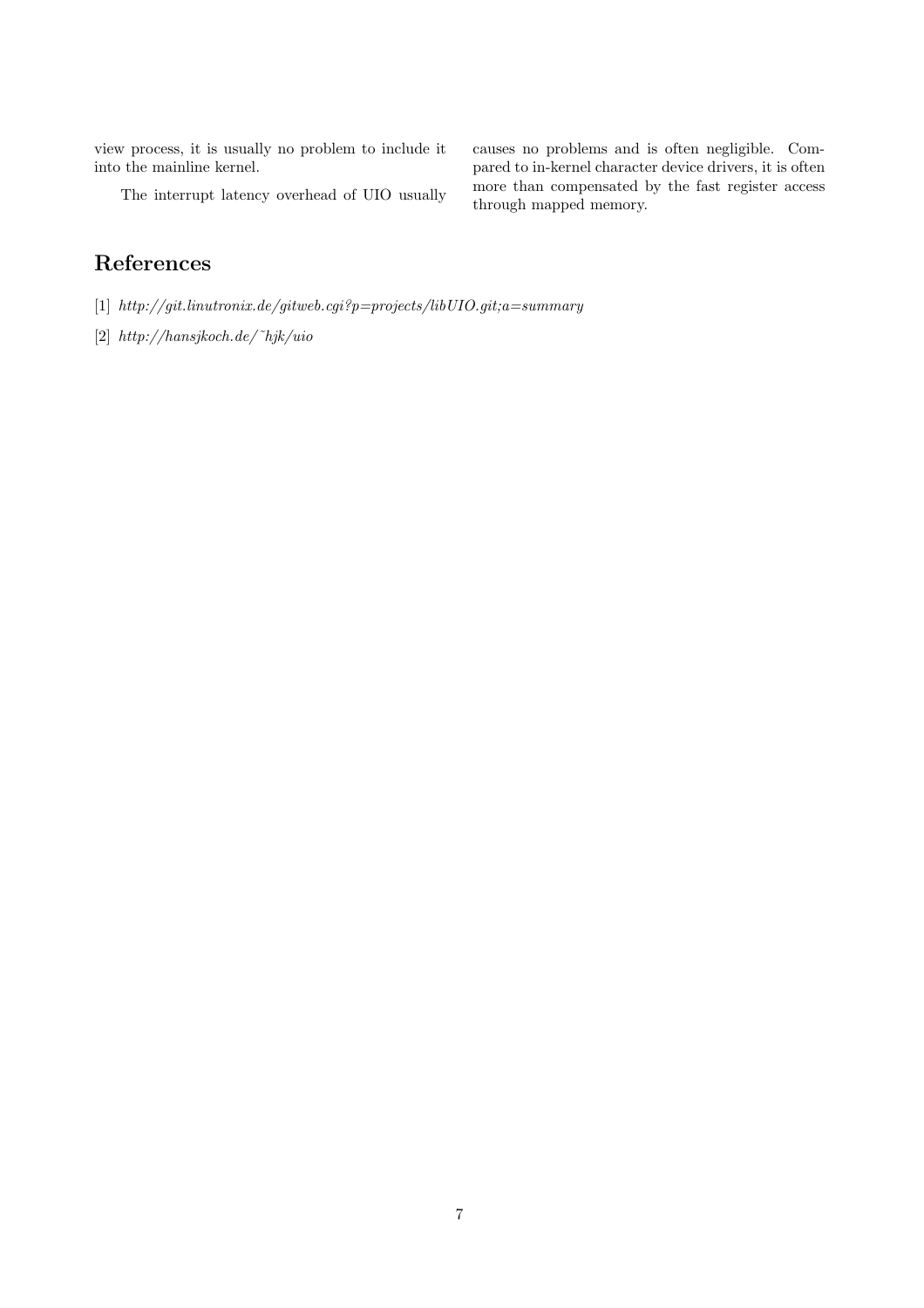view process, it is usually no problem to include it into the mainline kernel.

The interrupt latency overhead of UIO usually causes no problems and is often negligible. Compared to in-kernel character device drivers, it is often more than compensated by the fast register access through mapped memory.

## References

[1] *http://git.linutronix.de/gitweb.cgi?p=projects/libUIO.git;a=summary*

[2] *http://hansjkoch.de/˜hjk/uio*